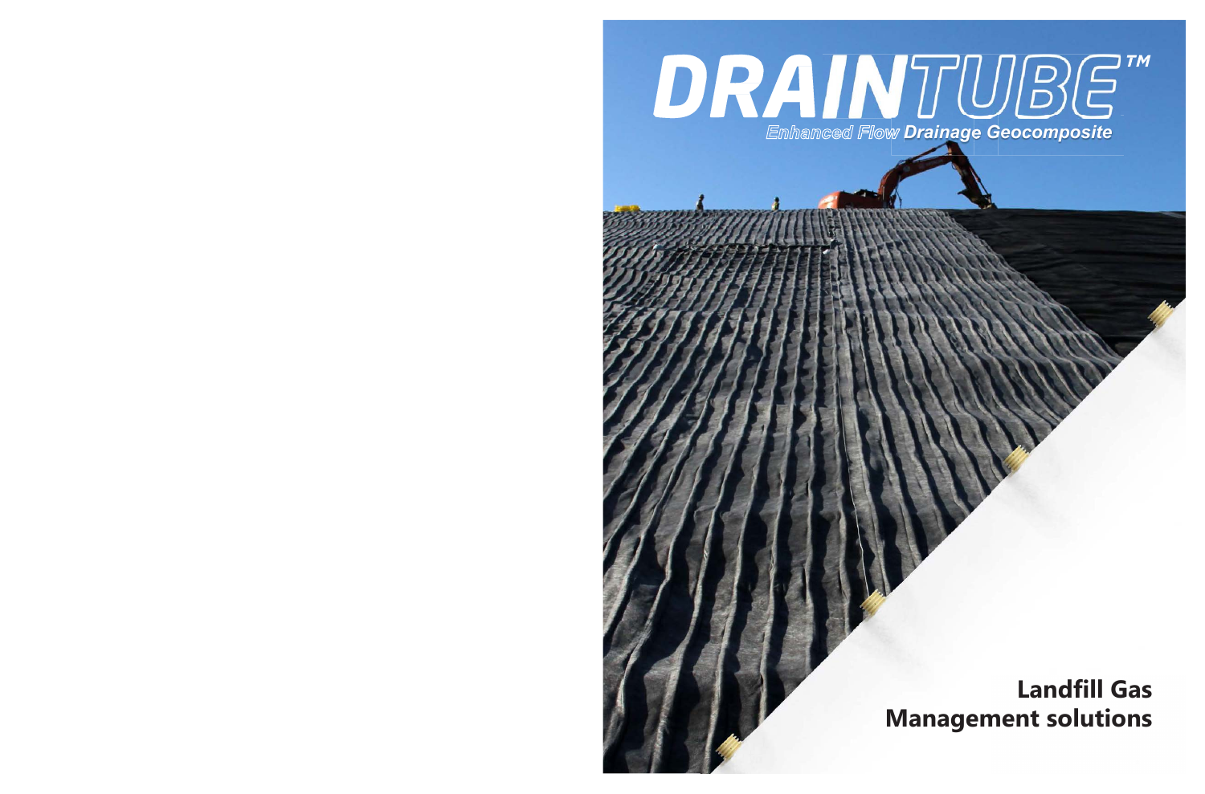# DRAINTUBE™

*Enhanced Flow Drainage Geocomposite*

## Landfill Gas Management solutions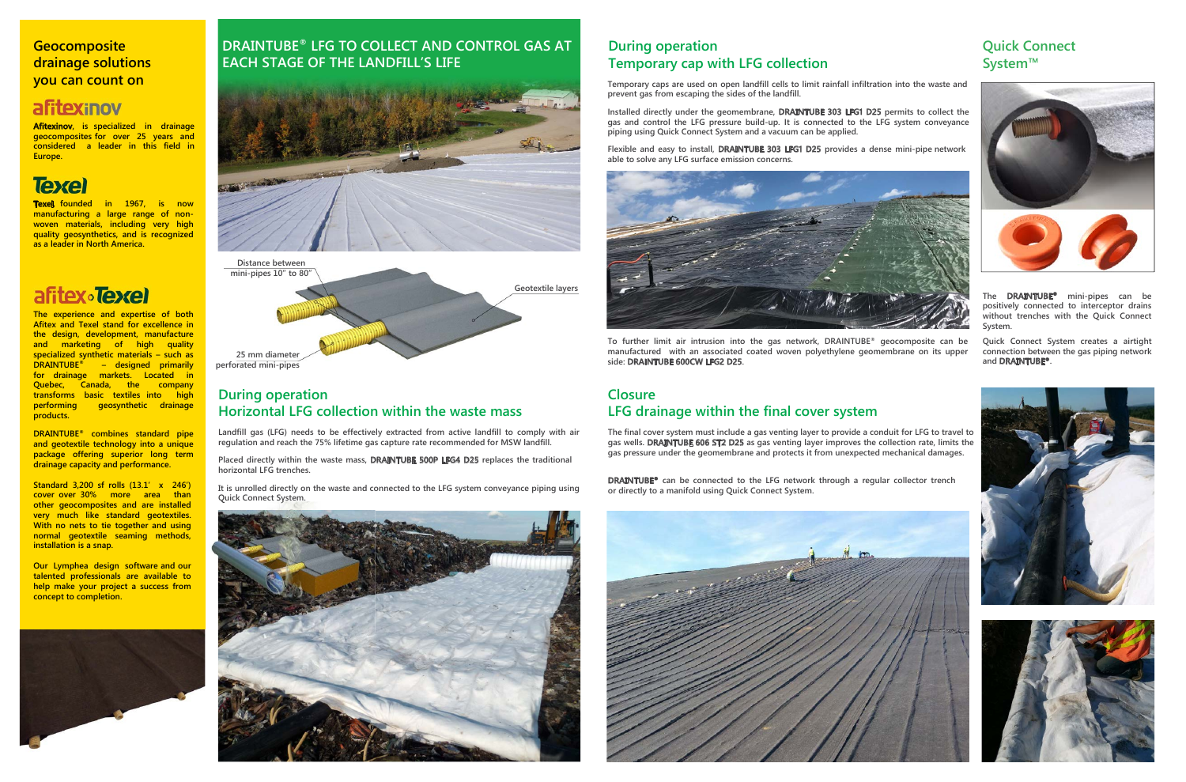## Geocomposite drainage solutions you can count on

### afitexinov

**Afitexinov**, is specialized in drainage geocomposites for over 25 years and considered a leader in this field in Europe.

### Texel

**Texel**, founded in 1967, is now manufacturing a large range of non-woven materials, including very high quality geosynthetics, and is recognized as a leader in North America.

### afitex Texel

The experience and expertise of both Afitex and Texel stand for excellence in the design, development, manufacture and marketing of high quality specialized synthetic materials – such as DRAINTUBE® – designed primarily for drainage markets. Located in Quebec, Canada, the company transforms basic textiles into high performing geosynthetic drainage products.

DRAINTUBE® combines standard pipe and geotextile technology into a unique package offering superior long term drainage capacity and performance.

Standard 3,200 sf rolls (13.1' x 246') cover over 30% more area than other geocomposites and are installed very much like standard geotextiles. With no nets to tie together and using normal geotextile seaming methods, installation is a snap.

Our Lymphea design software and our talented professionals are available to help make your project a success from concept to completion.

## DRAINTUBE® LFG TO COLLECT AND CONTROL GAS AT EACH STAGE OF THE LANDFILL'S LIFE

Distance between mini-pipes 10" to 80"

Geotextile layers

25 mm diameter perforated mini-pipes

## During operation
## Horizontal LFG collection within the waste mass

Landfill gas (LFG) needs to be effectively extracted from active landfill to comply with air regulation and reach the 75% lifetime gas capture rate recommended for MSW landfill.

Placed directly within the waste mass, **DRAINTUBE 500P LFG4 D25** replaces the traditional horizontal LFG trenches.

It is unrolled directly on the waste and connected to the LFG system conveyance piping using Quick Connect System.

## During operation
## Temporary cap with LFG collection

Temporary caps are used on open landfill cells to limit rainfall infiltration into the waste and prevent gas from escaping the sides of the landfill.

Installed directly under the geomembrane, **DRAINTUBE 303 LFG1 D25** permits to collect the gas and control the LFG pressure build-up. It is connected to the LFG system conveyance piping using Quick Connect System and a vacuum can be applied.

Flexible and easy to install, **DRAINTUBE 303 LFG1 D25** provides a dense mini-pipe network able to solve any LFG surface emission concerns.

To further limit air intrusion into the gas network, DRAINTUBE® geocomposite can be manufactured with an associated coated woven polyethylene geomembrane on its upper side: **DRAINTUBE 600CW LFG2 D25**.

## Closure
## LFG drainage within the final cover system

The final cover system must include a gas venting layer to provide a conduit for LFG to travel to gas wells. **DRAINTUBE 606 ST2 D25** as gas venting layer improves the collection rate, limits the gas pressure under the geomembrane and protects it from unexpected mechanical damages.

**DRAINTUBE®** can be connected to the LFG network through a regular collector trench or directly to a manifold using Quick Connect System.

## Quick Connect System™

The **DRAINTUBE®** mini-pipes can be positively connected to interceptor drains without trenches with the Quick Connect System.

Quick Connect System creates a airtight connection between the gas piping network and **DRAINTUBE®**.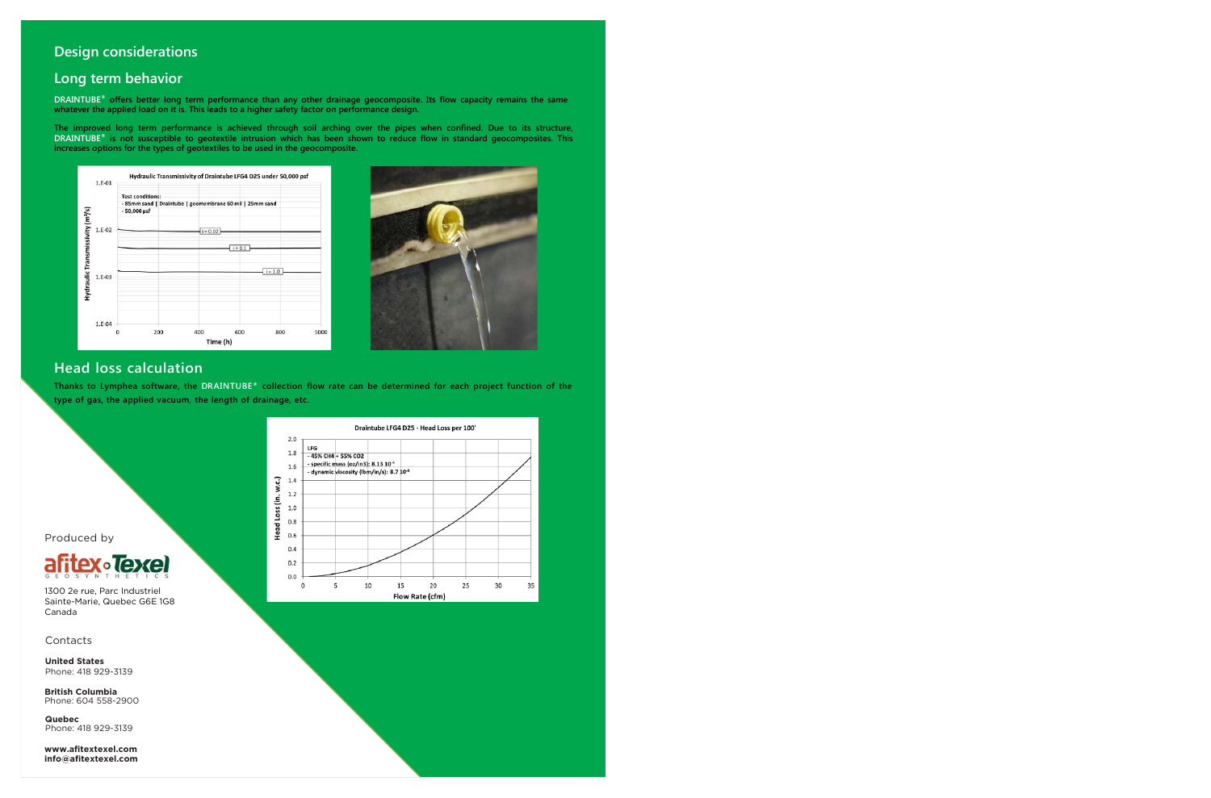## Design considerations

## Long term behavior

**DRAINTUBE® offers better long term performance than any other drainage geocomposite. Its flow capacity remains the same whatever the applied load on it is. This leads to a higher safety factor on performance design.**

**The improved long term performance is achieved through soil arching over the pipes when confined. Due to its structure, DRAINTUBE® is not susceptible to geotextile intrusion which has been shown to reduce flow in standard geocomposites. This increases options for the types of geotextiles to be used in the geocomposite.**

Hydraulic Transmissivity of Draintube LFG4 D25 under 50,000 psf

Test conditions:
- 85mm sand | Draintube | geomembrane 60 mil | 25mm sand
- 50,000 psf

i = 0.02
i = 0.1
i = 1.0

Hydraulic Transmissivity (m²/s)

1.E-01
1.E-02
1.E-03
1.E-04

Time (h)

0 200 400 600 800 1000

## Head loss calculation

**Thanks to Lymphea software, the DRAINTUBE® collection flow rate can be determined for each project function of the type of gas, the applied vacuum, the length of drainage, etc.**

Draintube LFG4 D25 - Head Loss per 100'

LFG
- 45% $CH_4$ + 55% $CO_2$
- specific mass (oz/in3): 8.13 10⁻⁴
- dynamic viscosity (lbm/in/s): 8.7 10⁻⁷

Head Loss (in. w.c.)

2.0 1.8 1.6 1.4 1.2 1.0 0.8 0.6 0.4 0.2 0.0

Flow Rate (cfm)

0 5 10 15 20 25 30 35

Produced by

afitex Texel GEOSYNTHETICS

1300 2e rue, Parc Industriel
Sainte-Marie, Quebec G6E 1G8
Canada

Contacts

**United States**
Phone: 418 929-3139

**British Columbia**
Phone: 604 558-2900

**Quebec**
Phone: 418 929-3139

**www.afitextexel.com**
**info@afitextexel.com**